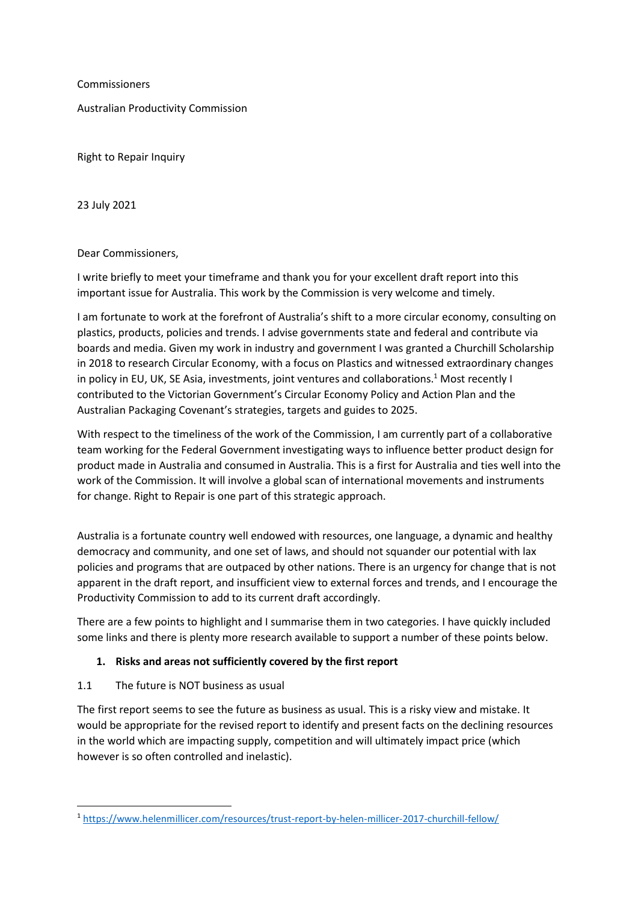Commissioners

Australian Productivity Commission

Right to Repair Inquiry

23 July 2021

Dear Commissioners,

I write briefly to meet your timeframe and thank you for your excellent draft report into this important issue for Australia. This work by the Commission is very welcome and timely.

I am fortunate to work at the forefront of Australia's shift to a more circular economy, consulting on plastics, products, policies and trends. I advise governments state and federal and contribute via boards and media. Given my work in industry and government I was granted a Churchill Scholarship in 2018 to research Circular Economy, with a focus on Plastics and witnessed extraordinary changes in policy in EU, UK, SE Asia, investments, joint ventures and collaborations.[1] Most recently I contributed to the Victorian Government's Circular Economy Policy and Action Plan and the Australian Packaging Covenant's strategies, targets and guides to 2025.

With respect to the timeliness of the work of the Commission, I am currently part of a collaborative team working for the Federal Government investigating ways to influence better product design for product made in Australia and consumed in Australia. This is a first for Australia and ties well into the work of the Commission. It will involve a global scan of international movements and instruments for change. Right to Repair is one part of this strategic approach.

Australia is a fortunate country well endowed with resources, one language, a dynamic and healthy democracy and community, and one set of laws, and should not squander our potential with lax policies and programs that are outpaced by other nations. There is an urgency for change that is not apparent in the draft report, and insufficient view to external forces and trends, and I encourage the Productivity Commission to add to its current draft accordingly.

There are a few points to highlight and I summarise them in two categories. I have quickly included some links and there is plenty more research available to support a number of these points below.

**1. Risks and areas not sufficiently covered by the first report**

1.1 The future is NOT business as usual

The first report seems to see the future as business as usual. This is a risky view and mistake. It would be appropriate for the revised report to identify and present facts on the declining resources in the world which are impacting supply, competition and will ultimately impact price (which however is so often controlled and inelastic).

[1] https://www.helenmillicer.com/resources/trust-report-by-helen-millicer-2017-churchill-fellow/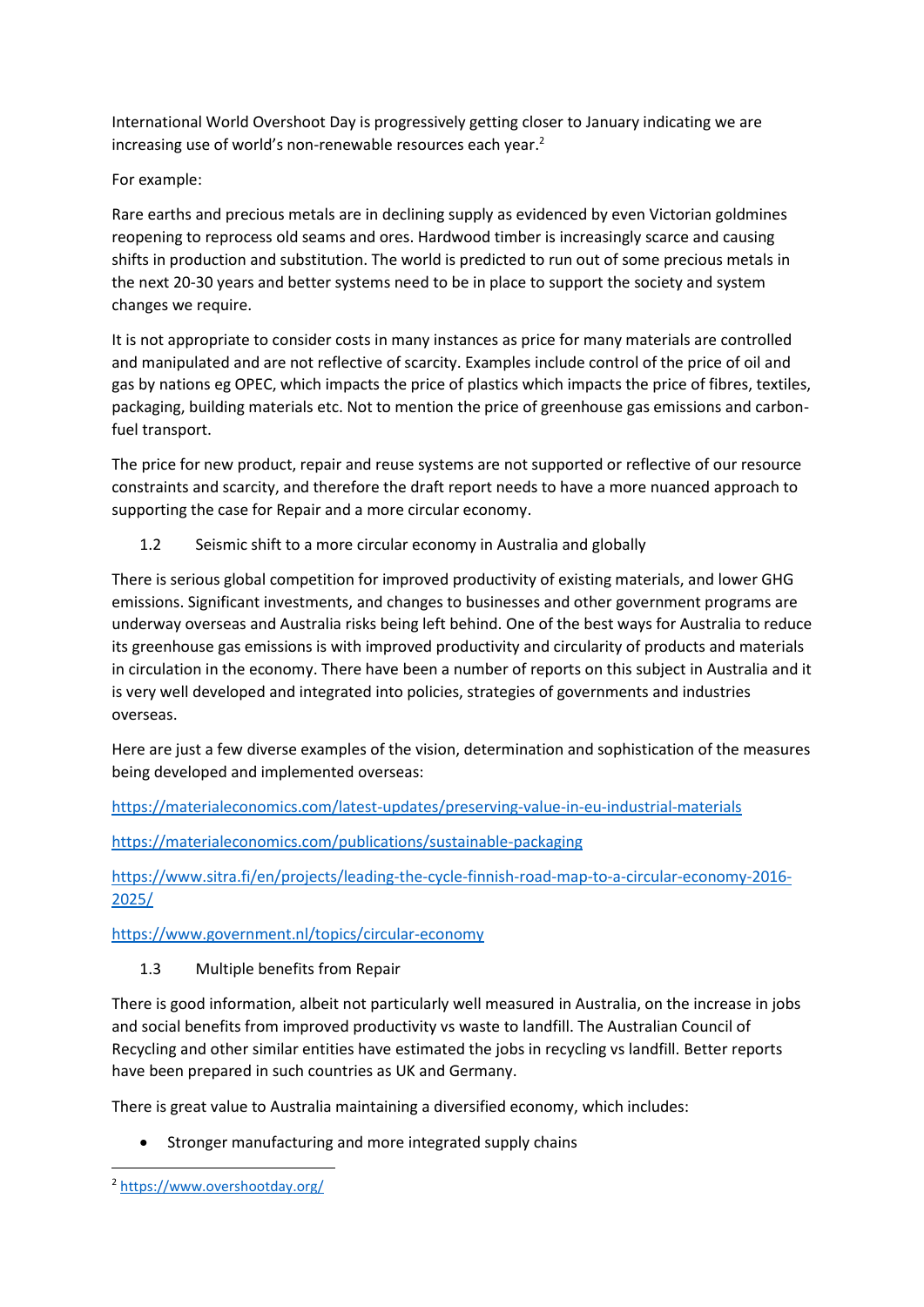International World Overshoot Day is progressively getting closer to January indicating we are increasing use of world's non-renewable resources each year.[2]

For example:

Rare earths and precious metals are in declining supply as evidenced by even Victorian goldmines reopening to reprocess old seams and ores. Hardwood timber is increasingly scarce and causing shifts in production and substitution. The world is predicted to run out of some precious metals in the next 20-30 years and better systems need to be in place to support the society and system changes we require.

It is not appropriate to consider costs in many instances as price for many materials are controlled and manipulated and are not reflective of scarcity. Examples include control of the price of oil and gas by nations eg OPEC, which impacts the price of plastics which impacts the price of fibres, textiles, packaging, building materials etc. Not to mention the price of greenhouse gas emissions and carbon-fuel transport.

The price for new product, repair and reuse systems are not supported or reflective of our resource constraints and scarcity, and therefore the draft report needs to have a more nuanced approach to supporting the case for Repair and a more circular economy.

### 1.2 Seismic shift to a more circular economy in Australia and globally

There is serious global competition for improved productivity of existing materials, and lower GHG emissions. Significant investments, and changes to businesses and other government programs are underway overseas and Australia risks being left behind. One of the best ways for Australia to reduce its greenhouse gas emissions is with improved productivity and circularity of products and materials in circulation in the economy. There have been a number of reports on this subject in Australia and it is very well developed and integrated into policies, strategies of governments and industries overseas.

Here are just a few diverse examples of the vision, determination and sophistication of the measures being developed and implemented overseas:

https://materialeconomics.com/latest-updates/preserving-value-in-eu-industrial-materials

https://materialeconomics.com/publications/sustainable-packaging

https://www.sitra.fi/en/projects/leading-the-cycle-finnish-road-map-to-a-circular-economy-2016-2025/

https://www.government.nl/topics/circular-economy

### 1.3 Multiple benefits from Repair

There is good information, albeit not particularly well measured in Australia, on the increase in jobs and social benefits from improved productivity vs waste to landfill. The Australian Council of Recycling and other similar entities have estimated the jobs in recycling vs landfill. Better reports have been prepared in such countries as UK and Germany.

There is great value to Australia maintaining a diversified economy, which includes:

- Stronger manufacturing and more integrated supply chains

[2] https://www.overshootday.org/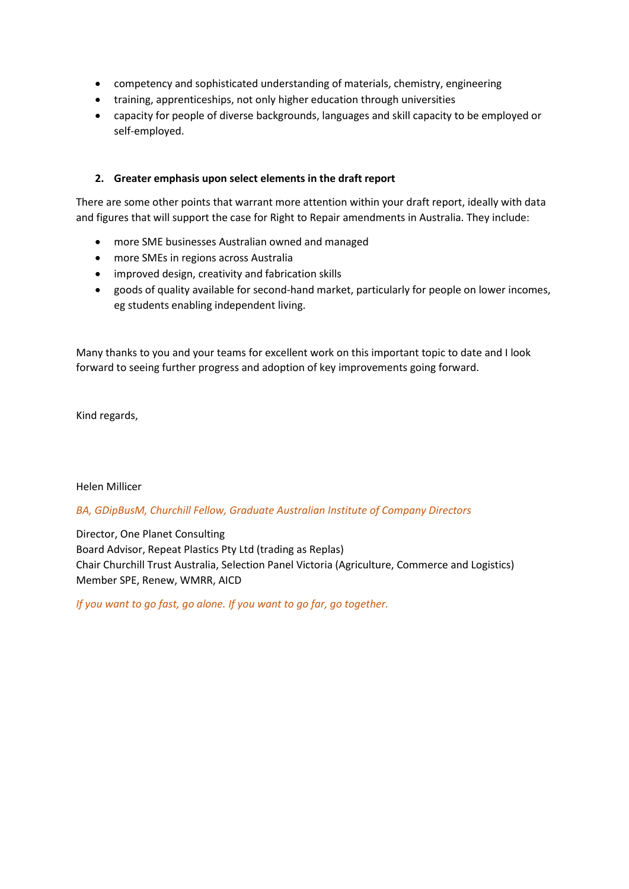- competency and sophisticated understanding of materials, chemistry, engineering
- training, apprenticeships, not only higher education through universities
- capacity for people of diverse backgrounds, languages and skill capacity to be employed or self-employed.

**2. Greater emphasis upon select elements in the draft report**

There are some other points that warrant more attention within your draft report, ideally with data and figures that will support the case for Right to Repair amendments in Australia. They include:

- more SME businesses Australian owned and managed
- more SMEs in regions across Australia
- improved design, creativity and fabrication skills
- goods of quality available for second-hand market, particularly for people on lower incomes, eg students enabling independent living.

Many thanks to you and your teams for excellent work on this important topic to date and I look forward to seeing further progress and adoption of key improvements going forward.

Kind regards,

Helen Millicer

*BA, GDipBusM, Churchill Fellow, Graduate Australian Institute of Company Directors*

Director, One Planet Consulting
Board Advisor, Repeat Plastics Pty Ltd (trading as Replas)
Chair Churchill Trust Australia, Selection Panel Victoria (Agriculture, Commerce and Logistics)
Member SPE, Renew, WMRR, AICD

*If you want to go fast, go alone. If you want to go far, go together.*